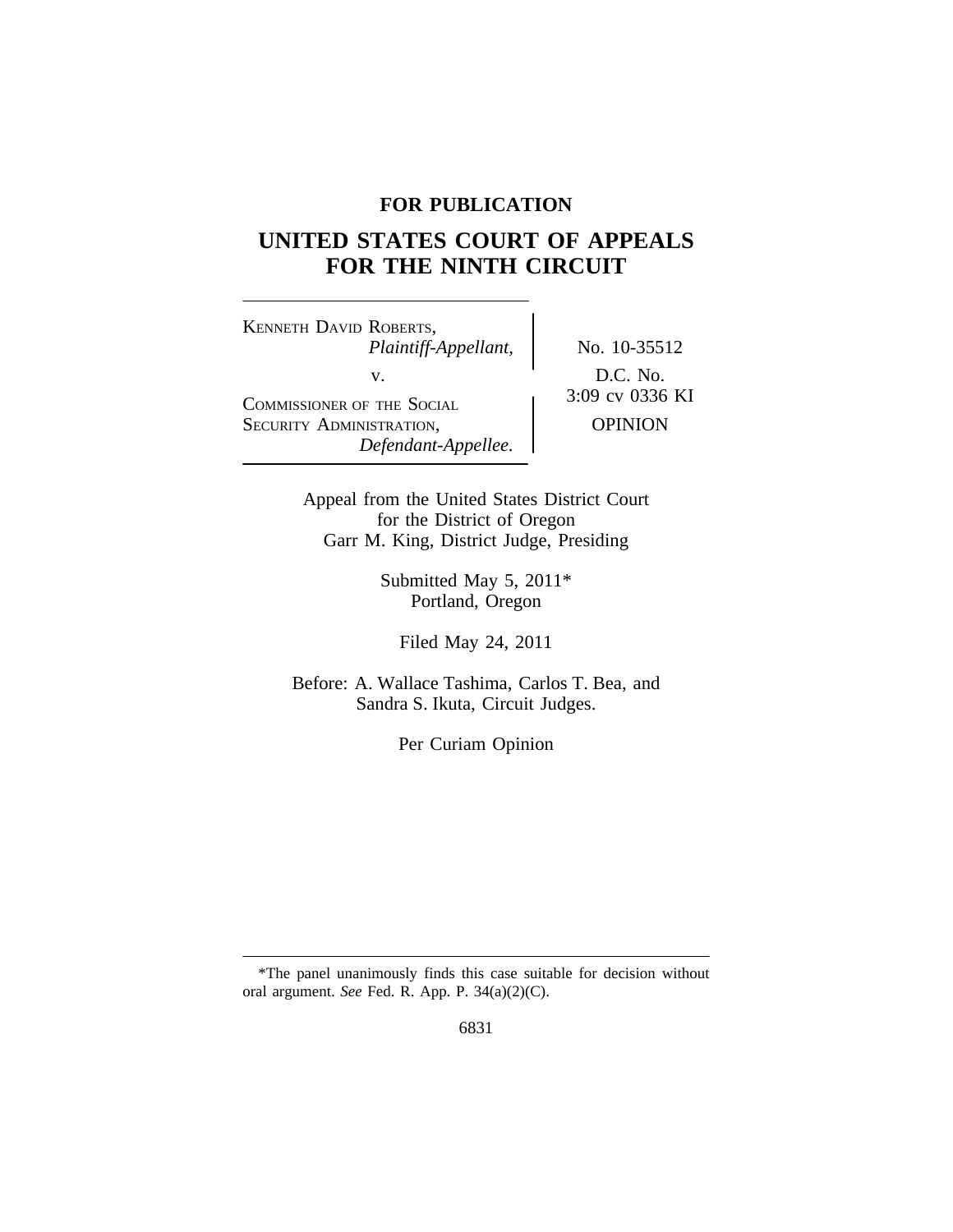**FOR PUBLICATION**

# UNITED STATES COURT OF APPEALS FOR THE NINTH CIRCUIT

| | |
|---|---|
| KENNETH DAVID ROBERTS, *Plaintiff-Appellant,* v. COMMISSIONER OF THE SOCIAL SECURITY ADMINISTRATION, *Defendant-Appellee.* | No. 10-35512 D.C. No. 3:09 cv 0336 KI OPINION |

Appeal from the United States District Court
for the District of Oregon
Garr M. King, District Judge, Presiding

Submitted May 5, 2011*
Portland, Oregon

Filed May 24, 2011

Before: A. Wallace Tashima, Carlos T. Bea, and
Sandra S. Ikuta, Circuit Judges.

Per Curiam Opinion

---

*The panel unanimously finds this case suitable for decision without oral argument. *See* Fed. R. App. P. 34(a)(2)(C).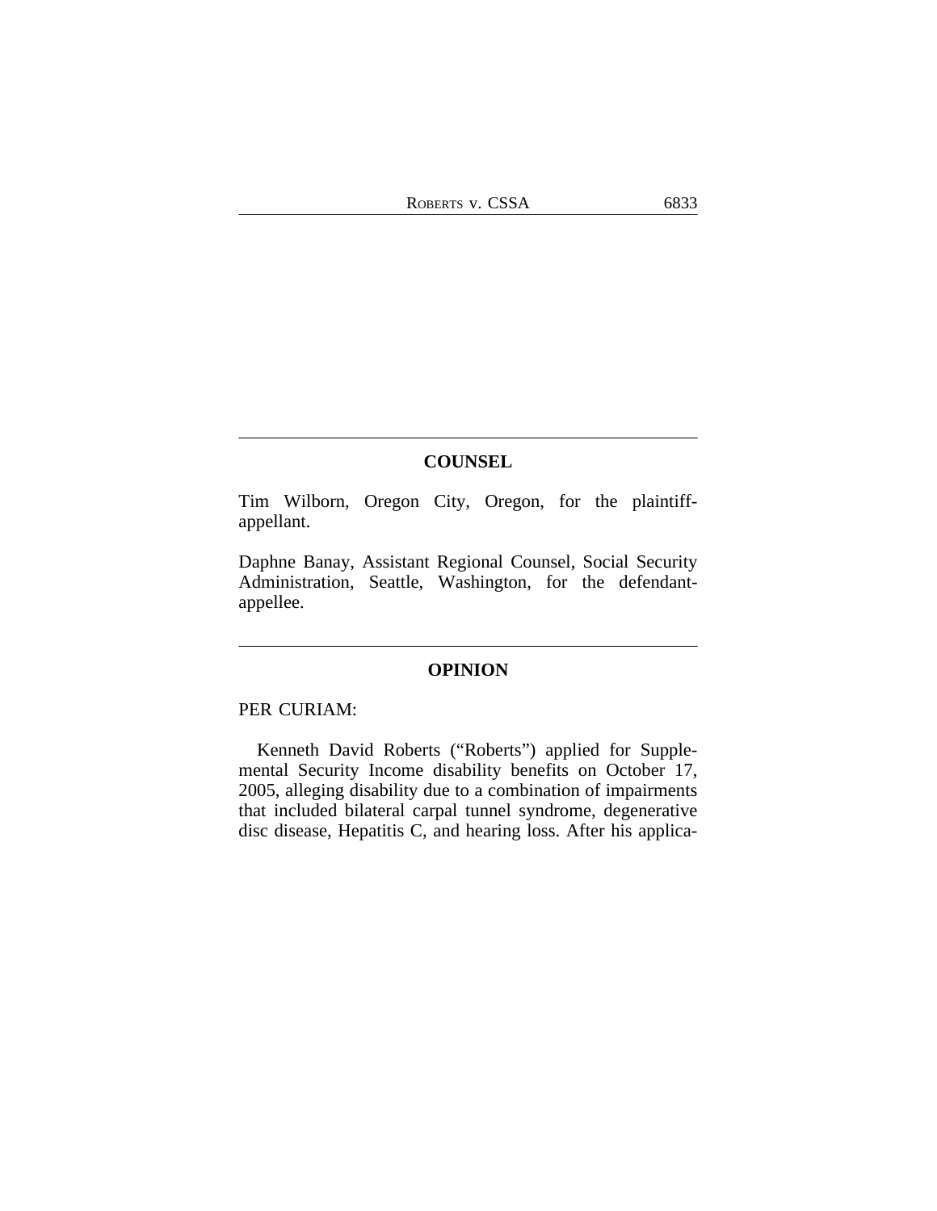## COUNSEL

Tim Wilborn, Oregon City, Oregon, for the plaintiff-appellant.

Daphne Banay, Assistant Regional Counsel, Social Security Administration, Seattle, Washington, for the defendant-appellee.

## OPINION

PER CURIAM:

Kenneth David Roberts ("Roberts") applied for Supplemental Security Income disability benefits on October 17, 2005, alleging disability due to a combination of impairments that included bilateral carpal tunnel syndrome, degenerative disc disease, Hepatitis C, and hearing loss. After his applica-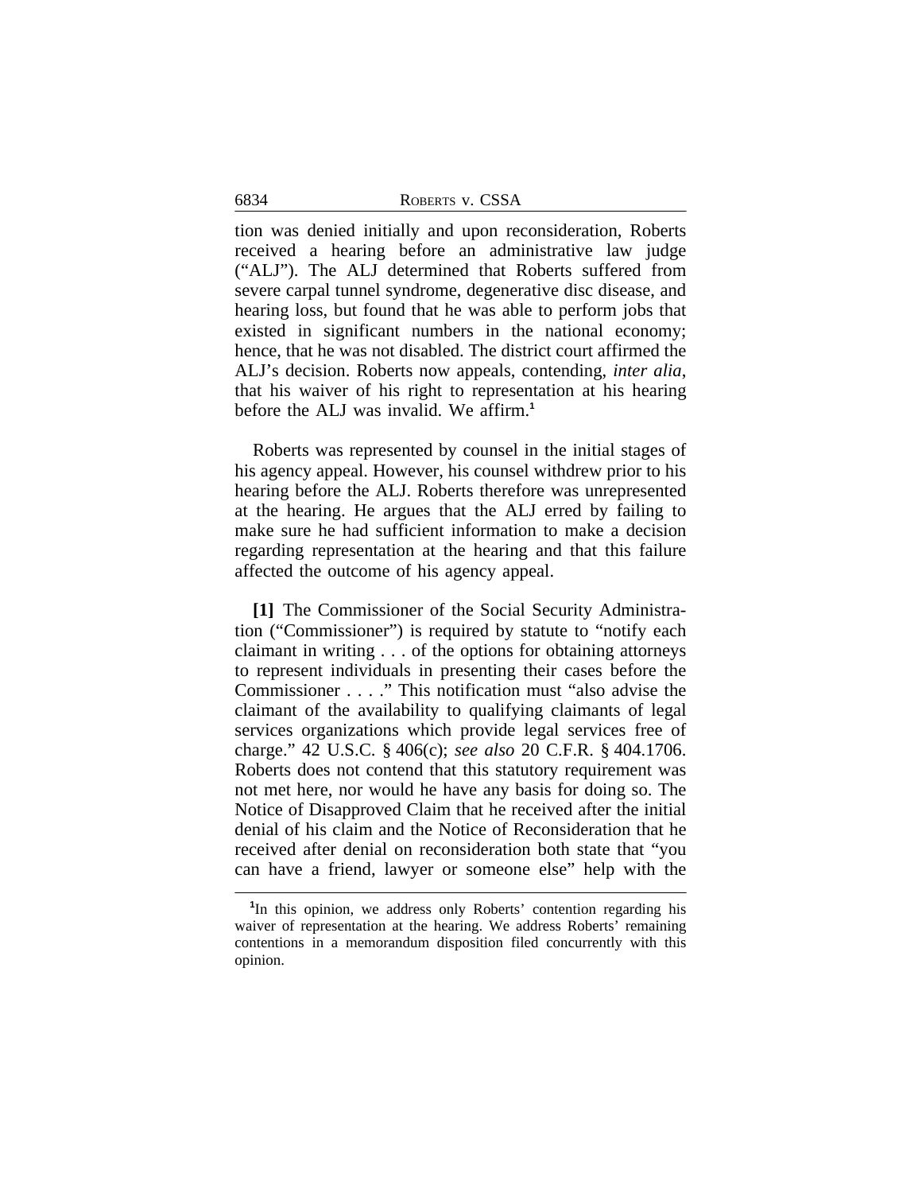tion was denied initially and upon reconsideration, Roberts received a hearing before an administrative law judge ("ALJ"). The ALJ determined that Roberts suffered from severe carpal tunnel syndrome, degenerative disc disease, and hearing loss, but found that he was able to perform jobs that existed in significant numbers in the national economy; hence, that he was not disabled. The district court affirmed the ALJ's decision. Roberts now appeals, contending, *inter alia*, that his waiver of his right to representation at his hearing before the ALJ was invalid. We affirm.[1]

Roberts was represented by counsel in the initial stages of his agency appeal. However, his counsel withdrew prior to his hearing before the ALJ. Roberts therefore was unrepresented at the hearing. He argues that the ALJ erred by failing to make sure he had sufficient information to make a decision regarding representation at the hearing and that this failure affected the outcome of his agency appeal.

**[1]** The Commissioner of the Social Security Administration ("Commissioner") is required by statute to "notify each claimant in writing . . . of the options for obtaining attorneys to represent individuals in presenting their cases before the Commissioner . . . ." This notification must "also advise the claimant of the availability to qualifying claimants of legal services organizations which provide legal services free of charge." 42 U.S.C. § 406(c); *see also* 20 C.F.R. § 404.1706. Roberts does not contend that this statutory requirement was not met here, nor would he have any basis for doing so. The Notice of Disapproved Claim that he received after the initial denial of his claim and the Notice of Reconsideration that he received after denial on reconsideration both state that "you can have a friend, lawyer or someone else" help with the

[1] In this opinion, we address only Roberts' contention regarding his waiver of representation at the hearing. We address Roberts' remaining contentions in a memorandum disposition filed concurrently with this opinion.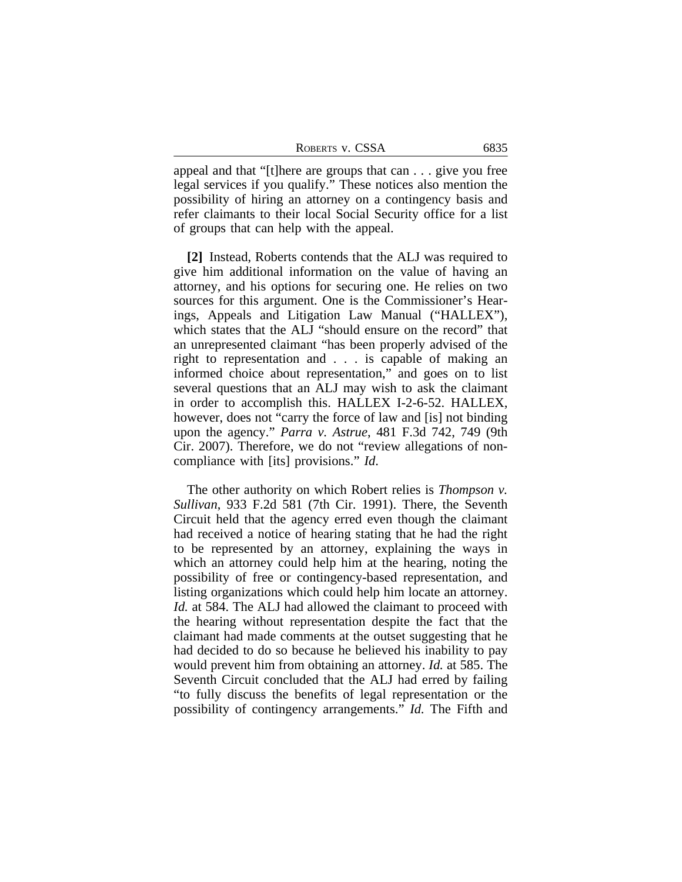appeal and that "[t]here are groups that can . . . give you free legal services if you qualify." These notices also mention the possibility of hiring an attorney on a contingency basis and refer claimants to their local Social Security office for a list of groups that can help with the appeal.

**[2]** Instead, Roberts contends that the ALJ was required to give him additional information on the value of having an attorney, and his options for securing one. He relies on two sources for this argument. One is the Commissioner's Hearings, Appeals and Litigation Law Manual ("HALLEX"), which states that the ALJ "should ensure on the record" that an unrepresented claimant "has been properly advised of the right to representation and . . . is capable of making an informed choice about representation," and goes on to list several questions that an ALJ may wish to ask the claimant in order to accomplish this. HALLEX I-2-6-52. HALLEX, however, does not "carry the force of law and [is] not binding upon the agency." *Parra v. Astrue*, 481 F.3d 742, 749 (9th Cir. 2007). Therefore, we do not "review allegations of non-compliance with [its] provisions." *Id.*

The other authority on which Robert relies is *Thompson v. Sullivan*, 933 F.2d 581 (7th Cir. 1991). There, the Seventh Circuit held that the agency erred even though the claimant had received a notice of hearing stating that he had the right to be represented by an attorney, explaining the ways in which an attorney could help him at the hearing, noting the possibility of free or contingency-based representation, and listing organizations which could help him locate an attorney. *Id.* at 584. The ALJ had allowed the claimant to proceed with the hearing without representation despite the fact that the claimant had made comments at the outset suggesting that he had decided to do so because he believed his inability to pay would prevent him from obtaining an attorney. *Id.* at 585. The Seventh Circuit concluded that the ALJ had erred by failing "to fully discuss the benefits of legal representation or the possibility of contingency arrangements." *Id.* The Fifth and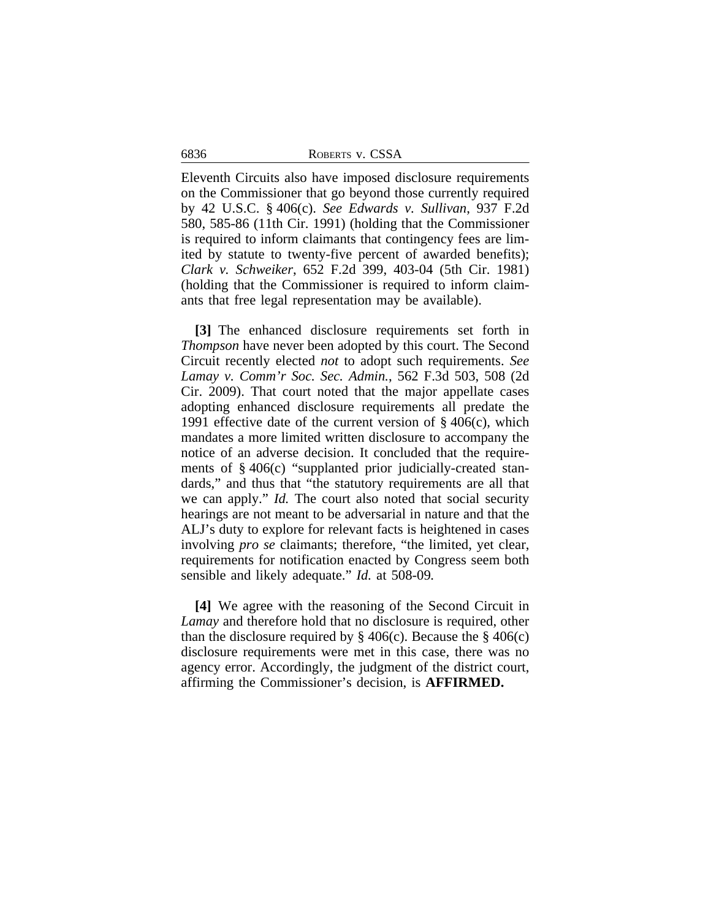Eleventh Circuits also have imposed disclosure requirements on the Commissioner that go beyond those currently required by 42 U.S.C. § 406(c). *See Edwards v. Sullivan*, 937 F.2d 580, 585-86 (11th Cir. 1991) (holding that the Commissioner is required to inform claimants that contingency fees are limited by statute to twenty-five percent of awarded benefits); *Clark v. Schweiker*, 652 F.2d 399, 403-04 (5th Cir. 1981) (holding that the Commissioner is required to inform claimants that free legal representation may be available).

**[3]** The enhanced disclosure requirements set forth in *Thompson* have never been adopted by this court. The Second Circuit recently elected *not* to adopt such requirements. *See Lamay v. Comm'r Soc. Sec. Admin.*, 562 F.3d 503, 508 (2d Cir. 2009). That court noted that the major appellate cases adopting enhanced disclosure requirements all predate the 1991 effective date of the current version of § 406(c), which mandates a more limited written disclosure to accompany the notice of an adverse decision. It concluded that the requirements of § 406(c) "supplanted prior judicially-created standards," and thus that "the statutory requirements are all that we can apply." *Id.* The court also noted that social security hearings are not meant to be adversarial in nature and that the ALJ's duty to explore for relevant facts is heightened in cases involving *pro se* claimants; therefore, "the limited, yet clear, requirements for notification enacted by Congress seem both sensible and likely adequate." *Id.* at 508-09.

**[4]** We agree with the reasoning of the Second Circuit in *Lamay* and therefore hold that no disclosure is required, other than the disclosure required by § 406(c). Because the § 406(c) disclosure requirements were met in this case, there was no agency error. Accordingly, the judgment of the district court, affirming the Commissioner's decision, is **AFFIRMED.**